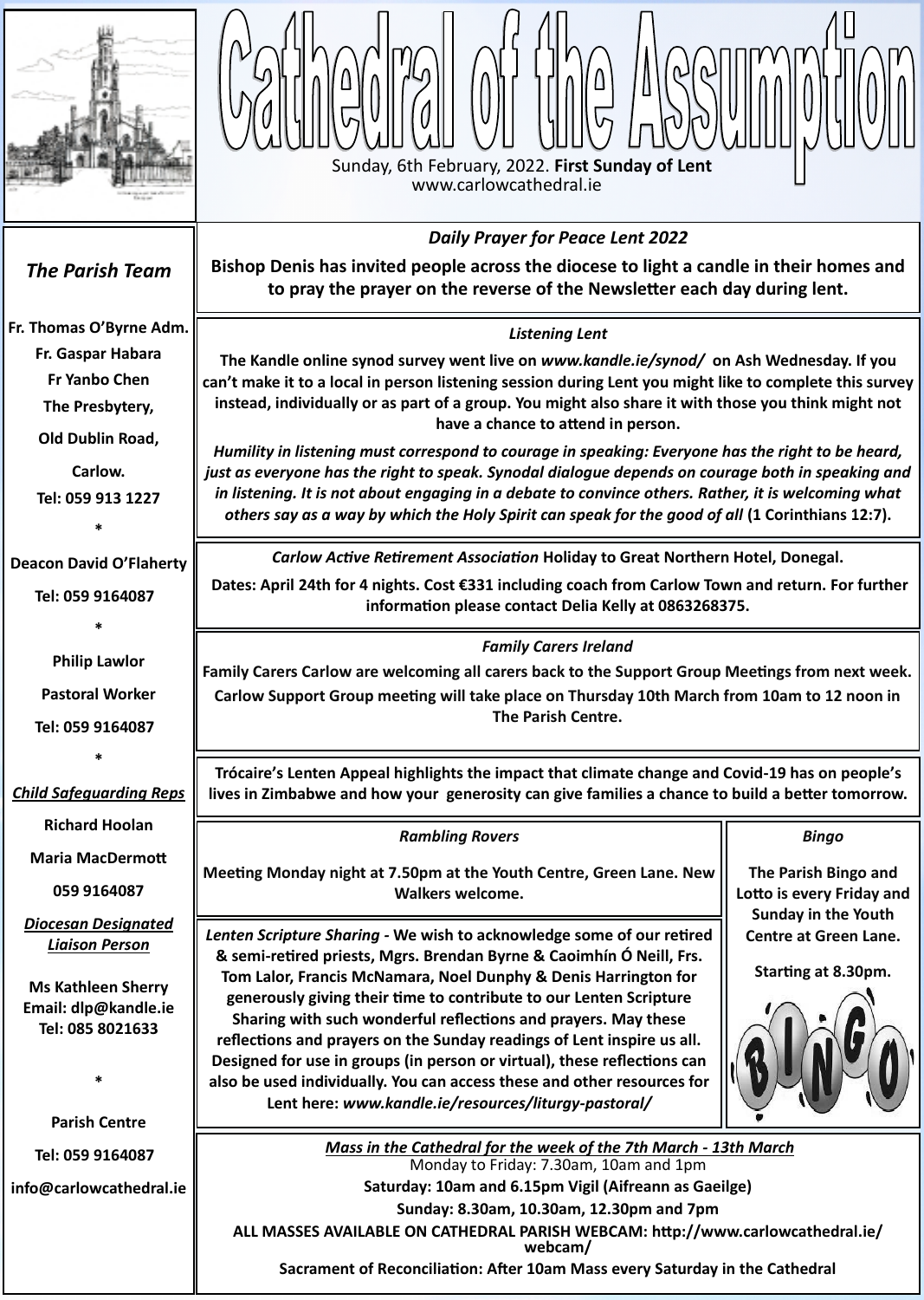# Cathedral of the Assumption

Sunday, 6th February, 2022. **First Sunday of Lent**
www.carlowcathedral.ie

## *The Parish Team*

**Fr. Thomas O'Byrne Adm.**
**Fr. Gaspar Habara**
**Fr Yanbo Chen**
**The Presbytery,**
**Old Dublin Road,**
**Carlow.**
**Tel: 059 913 1227**

*

**Deacon David O'Flaherty**
**Tel: 059 9164087**

*

**Philip Lawlor**
**Pastoral Worker**
**Tel: 059 9164087**

*

***Child Safeguarding Reps***

**Richard Hoolan**
**Maria MacDermott**
**059 9164087**

***Diocesan Designated Liaison Person***

**Ms Kathleen Sherry**
**Email: dlp@kandle.ie**
**Tel: 085 8021633**

*

**Parish Centre**
**Tel: 059 9164087**
**info@carlowcathedral.ie**

---

### *Daily Prayer for Peace Lent 2022*

**Bishop Denis has invited people across the diocese to light a candle in their homes and to pray the prayer on the reverse of the Newsletter each day during lent.**

### *Listening Lent*

**The Kandle online synod survey went live on *www.kandle.ie/synod/* on Ash Wednesday. If you can't make it to a local in person listening session during Lent you might like to complete this survey instead, individually or as part of a group. You might also share it with those you think might not have a chance to attend in person.**

***Humility in listening must correspond to courage in speaking: Everyone has the right to be heard, just as everyone has the right to speak. Synodal dialogue depends on courage both in speaking and in listening. It is not about engaging in a debate to convince others. Rather, it is welcoming what others say as a way by which the Holy Spirit can speak for the good of all* (1 Corinthians 12:7).**

***Carlow Active Retirement Association* Holiday to Great Northern Hotel, Donegal.**

**Dates: April 24th for 4 nights. Cost €331 including coach from Carlow Town and return. For further information please contact Delia Kelly at 0863268375.**

### *Family Carers Ireland*

**Family Carers Carlow are welcoming all carers back to the Support Group Meetings from next week. Carlow Support Group meeting will take place on Thursday 10th March from 10am to 12 noon in The Parish Centre.**

**Trócaire's Lenten Appeal highlights the impact that climate change and Covid-19 has on people's lives in Zimbabwe and how your generosity can give families a chance to build a better tomorrow.**

### *Rambling Rovers*

**Meeting Monday night at 7.50pm at the Youth Centre, Green Lane. New Walkers welcome.**

***Lenten Scripture Sharing* - We wish to acknowledge some of our retired & semi-retired priests, Mgrs. Brendan Byrne & Caoimhín Ó Neill, Frs. Tom Lalor, Francis McNamara, Noel Dunphy & Denis Harrington for generously giving their time to contribute to our Lenten Scripture Sharing with such wonderful reflections and prayers. May these reflections and prayers on the Sunday readings of Lent inspire us all. Designed for use in groups (in person or virtual), these reflections can also be used individually. You can access these and other resources for Lent here: *www.kandle.ie/resources/liturgy-pastoral/***

### *Bingo*

**The Parish Bingo and Lotto is every Friday and Sunday in the Youth Centre at Green Lane.**

**Starting at 8.30pm.**

### ***Mass in the Cathedral for the week of the 7th March - 13th March***

Monday to Friday: 7.30am, 10am and 1pm

**Saturday: 10am and 6.15pm Vigil (Aifreann as Gaeilge)**

**Sunday: 8.30am, 10.30am, 12.30pm and 7pm**

**ALL MASSES AVAILABLE ON CATHEDRAL PARISH WEBCAM: http://www.carlowcathedral.ie/webcam/**

**Sacrament of Reconciliation: After 10am Mass every Saturday in the Cathedral**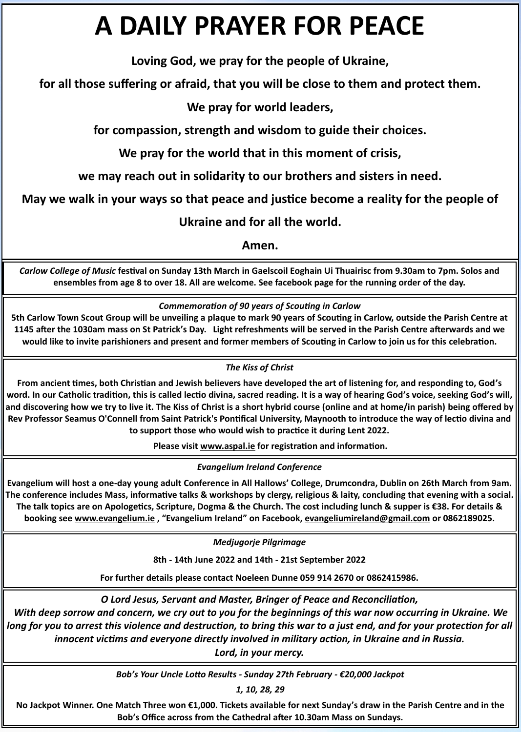# A DAILY PRAYER FOR PEACE

**Loving God, we pray for the people of Ukraine,**

**for all those suffering or afraid, that you will be close to them and protect them.**

**We pray for world leaders,**

**for compassion, strength and wisdom to guide their choices.**

**We pray for the world that in this moment of crisis,**

**we may reach out in solidarity to our brothers and sisters in need.**

**May we walk in your ways so that peace and justice become a reality for the people of Ukraine and for all the world.**

**Amen.**

---

***Carlow College of Music*** **festival on Sunday 13th March in Gaelscoil Eoghain Ui Thuairisc from 9.30am to 7pm. Solos and ensembles from age 8 to over 18. All are welcome. See facebook page for the running order of the day.**

---

***Commemoration of 90 years of Scouting in Carlow***

**5th Carlow Town Scout Group will be unveiling a plaque to mark 90 years of Scouting in Carlow, outside the Parish Centre at 1145 after the 1030am mass on St Patrick's Day. Light refreshments will be served in the Parish Centre afterwards and we would like to invite parishioners and present and former members of Scouting in Carlow to join us for this celebration.**

---

***The Kiss of Christ***

**From ancient times, both Christian and Jewish believers have developed the art of listening for, and responding to, God's word. In our Catholic tradition, this is called lectio divina, sacred reading. It is a way of hearing God's voice, seeking God's will, and discovering how we try to live it. The Kiss of Christ is a short hybrid course (online and at home/in parish) being offered by Rev Professor Seamus O'Connell from Saint Patrick's Pontifical University, Maynooth to introduce the way of lectio divina and to support those who would wish to practice it during Lent 2022.**

**Please visit www.aspal.ie for registration and information.**

---

***Evangelium Ireland Conference***

**Evangelium will host a one-day young adult Conference in All Hallows' College, Drumcondra, Dublin on 26th March from 9am. The conference includes Mass, informative talks & workshops by clergy, religious & laity, concluding that evening with a social. The talk topics are on Apologetics, Scripture, Dogma & the Church. The cost including lunch & supper is €38. For details & booking see www.evangelium.ie , "Evangelium Ireland" on Facebook, evangeliumireland@gmail.com or 0862189025.**

---

***Medjugorje Pilgrimage***

**8th - 14th June 2022 and 14th - 21st September 2022**

**For further details please contact Noeleen Dunne 059 914 2670 or 0862415986.**

---

***O Lord Jesus, Servant and Master, Bringer of Peace and Reconciliation,***
***With deep sorrow and concern, we cry out to you for the beginnings of this war now occurring in Ukraine. We long for you to arrest this violence and destruction, to bring this war to a just end, and for your protection for all innocent victims and everyone directly involved in military action, in Ukraine and in Russia.***
***Lord, in your mercy.***

---

***Bob's Your Uncle Lotto Results - Sunday 27th February - €20,000 Jackpot***

***1, 10, 28, 29***

**No Jackpot Winner. One Match Three won €1,000. Tickets available for next Sunday's draw in the Parish Centre and in the Bob's Office across from the Cathedral after 10.30am Mass on Sundays.**